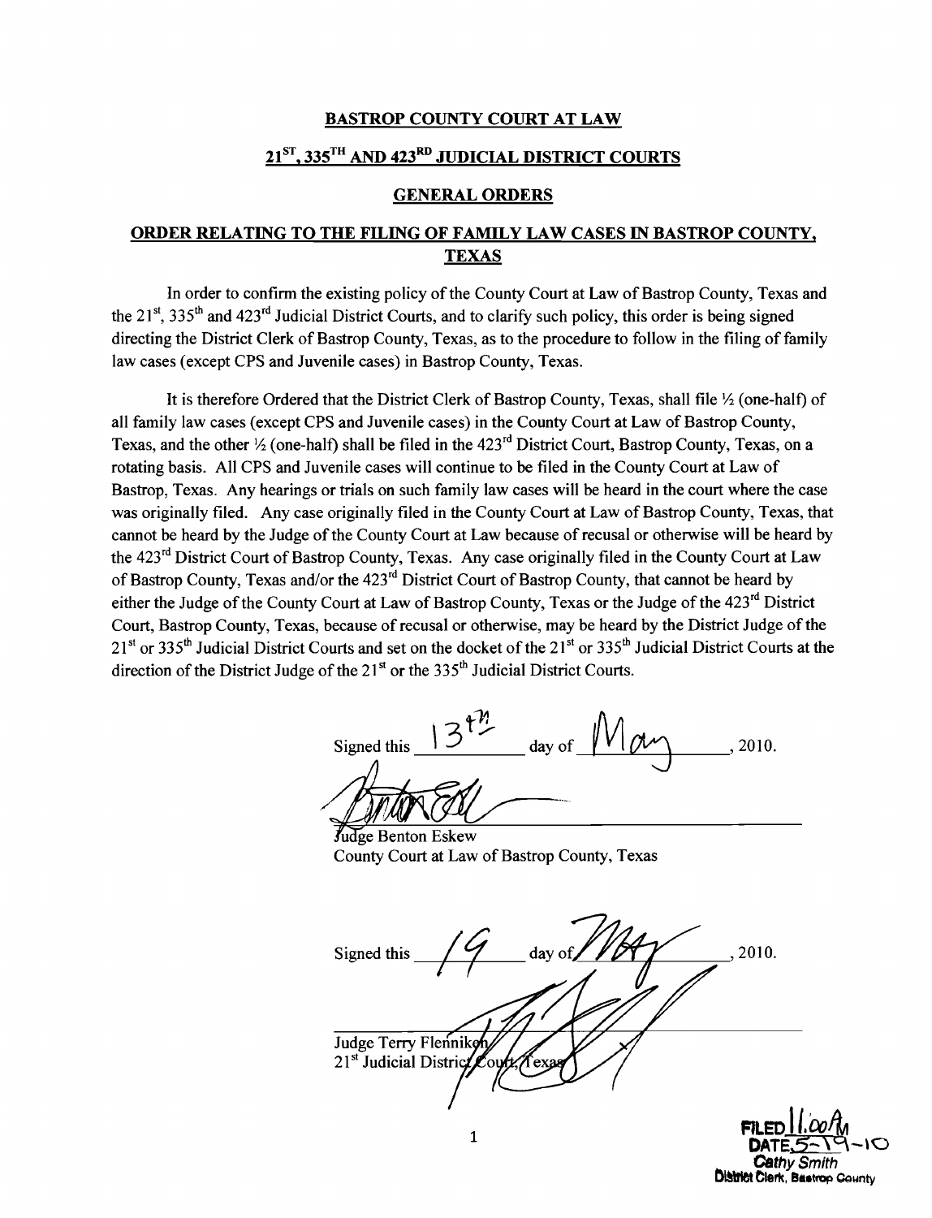**BASTROP COUNTY COURT AT LAW**

**21ST, 335TH AND 423RD JUDICIAL DISTRICT COURTS**

**GENERAL ORDERS**

**ORDER RELATING TO THE FILING OF FAMILY LAW CASES IN BASTROP COUNTY, TEXAS**

In order to confirm the existing policy of the County Court at Law of Bastrop County, Texas and the 21st, 335th and 423rd Judicial District Courts, and to clarify such policy, this order is being signed directing the District Clerk of Bastrop County, Texas, as to the procedure to follow in the filing of family law cases (except CPS and Juvenile cases) in Bastrop County, Texas.

It is therefore Ordered that the District Clerk of Bastrop County, Texas, shall file ½ (one-half) of all family law cases (except CPS and Juvenile cases) in the County Court at Law of Bastrop County, Texas, and the other ½ (one-half) shall be filed in the 423rd District Court, Bastrop County, Texas, on a rotating basis. All CPS and Juvenile cases will continue to be filed in the County Court at Law of Bastrop, Texas. Any hearings or trials on such family law cases will be heard in the court where the case was originally filed. Any case originally filed in the County Court at Law of Bastrop County, Texas, that cannot be heard by the Judge of the County Court at Law because of recusal or otherwise will be heard by the 423rd District Court of Bastrop County, Texas. Any case originally filed in the County Court at Law of Bastrop County, Texas and/or the 423rd District Court of Bastrop County, that cannot be heard by either the Judge of the County Court at Law of Bastrop County, Texas or the Judge of the 423rd District Court, Bastrop County, Texas, because of recusal or otherwise, may be heard by the District Judge of the 21st or 335th Judicial District Courts and set on the docket of the 21st or 335th Judicial District Courts at the direction of the District Judge of the 21st or the 335th Judicial District Courts.

Signed this 13th day of May, 2010.

Judge Benton Eskew
County Court at Law of Bastrop County, Texas

Signed this 19 day of May, 2010.

Judge Terry Flenniken
21st Judicial District Court, Texas

FILED 11:00 AM
DATE 5-19-10
Cathy Smith
District Clerk, Bastrop County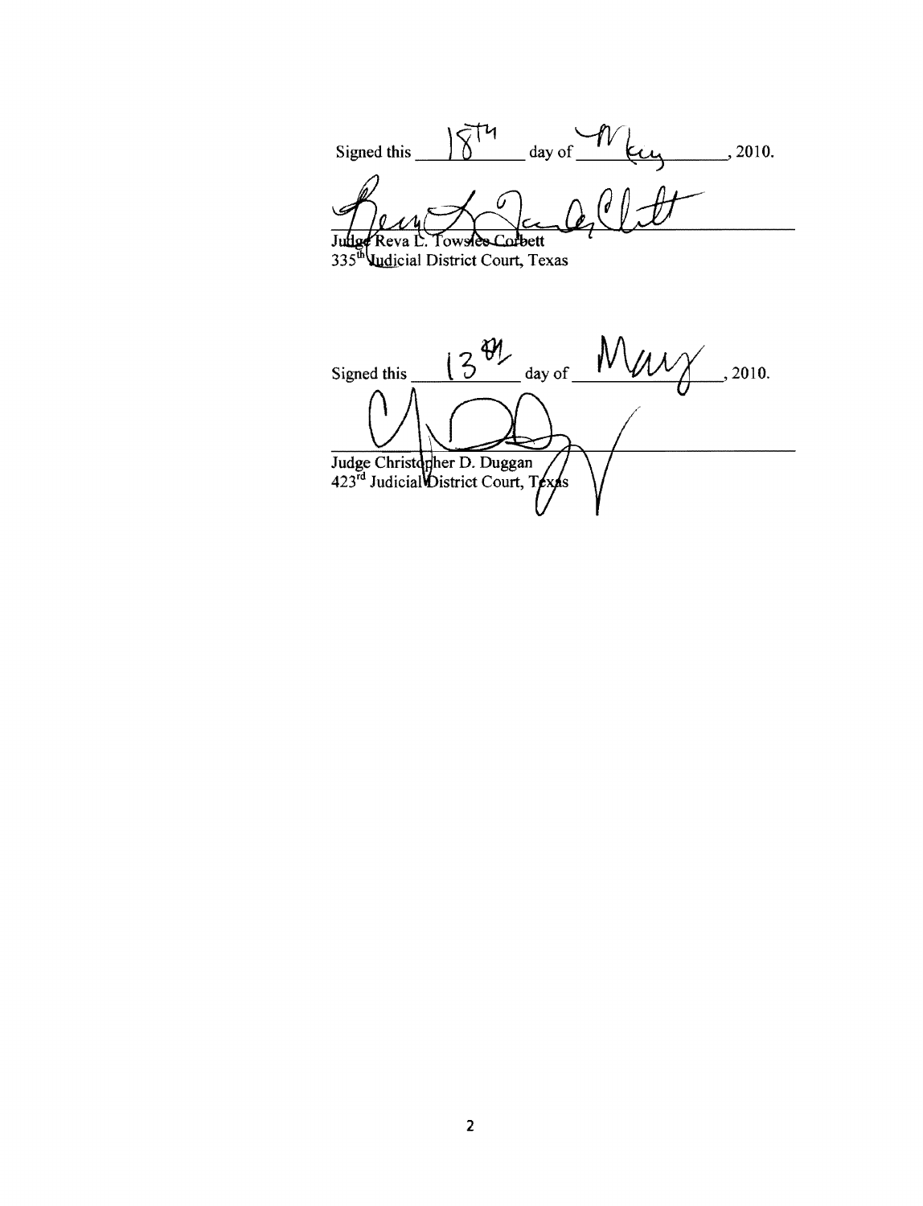Signed this 18th day of May, 2010.

Judge Reva L. Towslee Corbett
335th Judicial District Court, Texas

Signed this 13th day of May, 2010.

Judge Christopher D. Duggan
423rd Judicial District Court, Texas